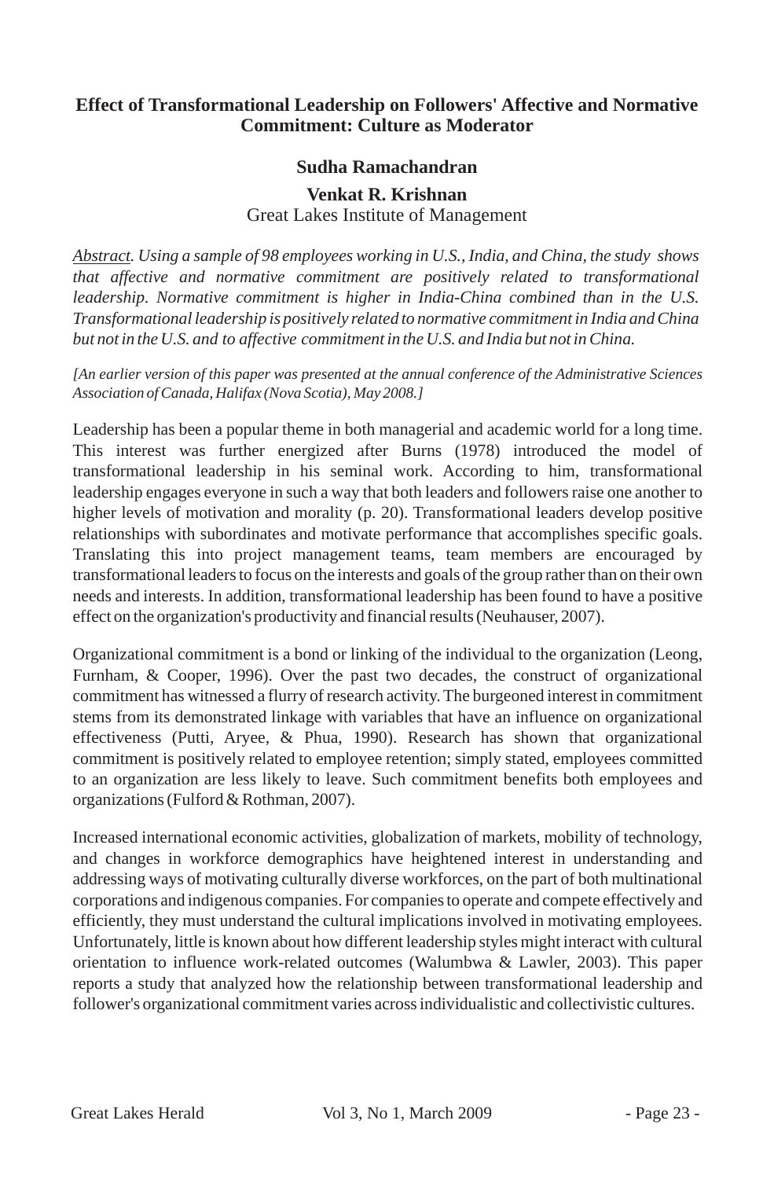# Effect of Transformational Leadership on Followers' Affective and Normative Commitment: Culture as Moderator

**Sudha Ramachandran**

**Venkat R. Krishnan**
Great Lakes Institute of Management

*<u>Abstract</u>. Using a sample of 98 employees working in U.S., India, and China, the study shows that affective and normative commitment are positively related to transformational leadership. Normative commitment is higher in India-China combined than in the U.S. Transformational leadership is positively related to normative commitment in India and China but not in the U.S. and to affective commitment in the U.S. and India but not in China.*

*[An earlier version of this paper was presented at the annual conference of the Administrative Sciences Association of Canada, Halifax (Nova Scotia), May 2008.]*

Leadership has been a popular theme in both managerial and academic world for a long time. This interest was further energized after Burns (1978) introduced the model of transformational leadership in his seminal work. According to him, transformational leadership engages everyone in such a way that both leaders and followers raise one another to higher levels of motivation and morality (p. 20). Transformational leaders develop positive relationships with subordinates and motivate performance that accomplishes specific goals. Translating this into project management teams, team members are encouraged by transformational leaders to focus on the interests and goals of the group rather than on their own needs and interests. In addition, transformational leadership has been found to have a positive effect on the organization's productivity and financial results (Neuhauser, 2007).

Organizational commitment is a bond or linking of the individual to the organization (Leong, Furnham, & Cooper, 1996). Over the past two decades, the construct of organizational commitment has witnessed a flurry of research activity. The burgeoned interest in commitment stems from its demonstrated linkage with variables that have an influence on organizational effectiveness (Putti, Aryee, & Phua, 1990). Research has shown that organizational commitment is positively related to employee retention; simply stated, employees committed to an organization are less likely to leave. Such commitment benefits both employees and organizations (Fulford & Rothman, 2007).

Increased international economic activities, globalization of markets, mobility of technology, and changes in workforce demographics have heightened interest in understanding and addressing ways of motivating culturally diverse workforces, on the part of both multinational corporations and indigenous companies. For companies to operate and compete effectively and efficiently, they must understand the cultural implications involved in motivating employees. Unfortunately, little is known about how different leadership styles might interact with cultural orientation to influence work-related outcomes (Walumbwa & Lawler, 2003). This paper reports a study that analyzed how the relationship between transformational leadership and follower's organizational commitment varies across individualistic and collectivistic cultures.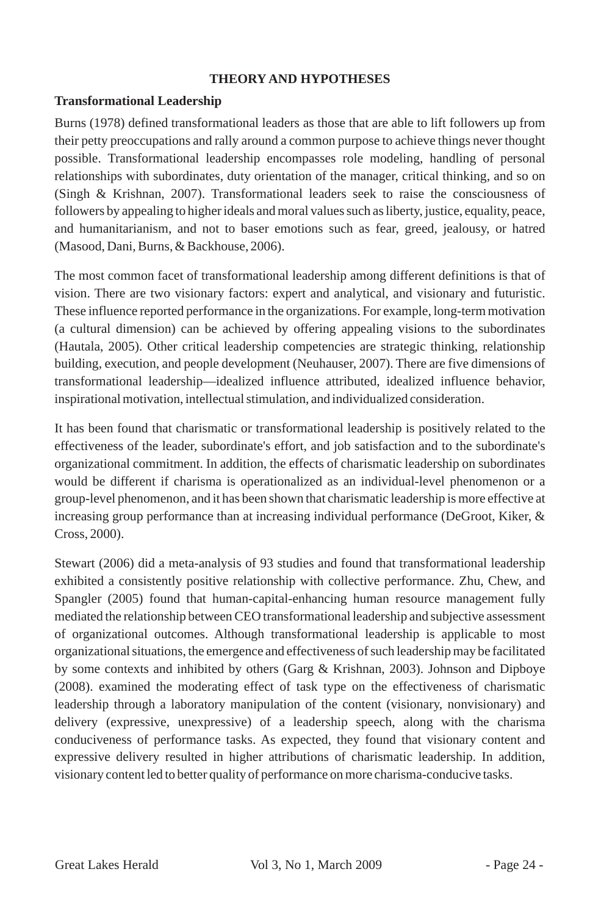## THEORY AND HYPOTHESES

### Transformational Leadership

Burns (1978) defined transformational leaders as those that are able to lift followers up from their petty preoccupations and rally around a common purpose to achieve things never thought possible. Transformational leadership encompasses role modeling, handling of personal relationships with subordinates, duty orientation of the manager, critical thinking, and so on (Singh & Krishnan, 2007). Transformational leaders seek to raise the consciousness of followers by appealing to higher ideals and moral values such as liberty, justice, equality, peace, and humanitarianism, and not to baser emotions such as fear, greed, jealousy, or hatred (Masood, Dani, Burns, & Backhouse, 2006).

The most common facet of transformational leadership among different definitions is that of vision. There are two visionary factors: expert and analytical, and visionary and futuristic. These influence reported performance in the organizations. For example, long-term motivation (a cultural dimension) can be achieved by offering appealing visions to the subordinates (Hautala, 2005). Other critical leadership competencies are strategic thinking, relationship building, execution, and people development (Neuhauser, 2007). There are five dimensions of transformational leadership—idealized influence attributed, idealized influence behavior, inspirational motivation, intellectual stimulation, and individualized consideration.

It has been found that charismatic or transformational leadership is positively related to the effectiveness of the leader, subordinate's effort, and job satisfaction and to the subordinate's organizational commitment. In addition, the effects of charismatic leadership on subordinates would be different if charisma is operationalized as an individual-level phenomenon or a group-level phenomenon, and it has been shown that charismatic leadership is more effective at increasing group performance than at increasing individual performance (DeGroot, Kiker, & Cross, 2000).

Stewart (2006) did a meta-analysis of 93 studies and found that transformational leadership exhibited a consistently positive relationship with collective performance. Zhu, Chew, and Spangler (2005) found that human-capital-enhancing human resource management fully mediated the relationship between CEO transformational leadership and subjective assessment of organizational outcomes. Although transformational leadership is applicable to most organizational situations, the emergence and effectiveness of such leadership may be facilitated by some contexts and inhibited by others (Garg & Krishnan, 2003). Johnson and Dipboye (2008). examined the moderating effect of task type on the effectiveness of charismatic leadership through a laboratory manipulation of the content (visionary, nonvisionary) and delivery (expressive, unexpressive) of a leadership speech, along with the charisma conduciveness of performance tasks. As expected, they found that visionary content and expressive delivery resulted in higher attributions of charismatic leadership. In addition, visionary content led to better quality of performance on more charisma-conducive tasks.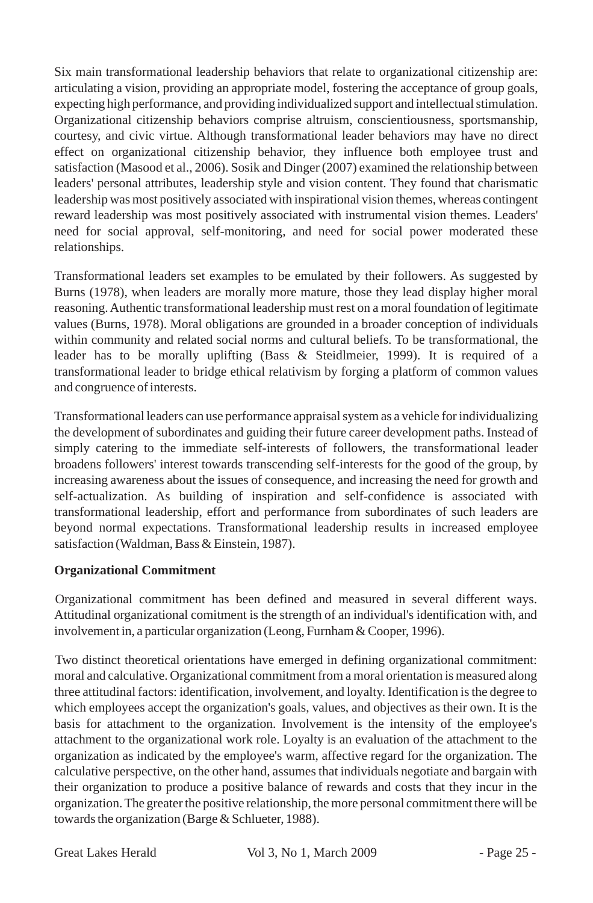Six main transformational leadership behaviors that relate to organizational citizenship are: articulating a vision, providing an appropriate model, fostering the acceptance of group goals, expecting high performance, and providing individualized support and intellectual stimulation. Organizational citizenship behaviors comprise altruism, conscientiousness, sportsmanship, courtesy, and civic virtue. Although transformational leader behaviors may have no direct effect on organizational citizenship behavior, they influence both employee trust and satisfaction (Masood et al., 2006). Sosik and Dinger (2007) examined the relationship between leaders' personal attributes, leadership style and vision content. They found that charismatic leadership was most positively associated with inspirational vision themes, whereas contingent reward leadership was most positively associated with instrumental vision themes. Leaders' need for social approval, self-monitoring, and need for social power moderated these relationships.

Transformational leaders set examples to be emulated by their followers. As suggested by Burns (1978), when leaders are morally more mature, those they lead display higher moral reasoning. Authentic transformational leadership must rest on a moral foundation of legitimate values (Burns, 1978). Moral obligations are grounded in a broader conception of individuals within community and related social norms and cultural beliefs. To be transformational, the leader has to be morally uplifting (Bass & Steidlmeier, 1999). It is required of a transformational leader to bridge ethical relativism by forging a platform of common values and congruence of interests.

Transformational leaders can use performance appraisal system as a vehicle for individualizing the development of subordinates and guiding their future career development paths. Instead of simply catering to the immediate self-interests of followers, the transformational leader broadens followers' interest towards transcending self-interests for the good of the group, by increasing awareness about the issues of consequence, and increasing the need for growth and self-actualization. As building of inspiration and self-confidence is associated with transformational leadership, effort and performance from subordinates of such leaders are beyond normal expectations. Transformational leadership results in increased employee satisfaction (Waldman, Bass & Einstein, 1987).

**Organizational Commitment**

Organizational commitment has been defined and measured in several different ways. Attitudinal organizational comitment is the strength of an individual's identification with, and involvement in, a particular organization (Leong, Furnham & Cooper, 1996).

Two distinct theoretical orientations have emerged in defining organizational commitment: moral and calculative. Organizational commitment from a moral orientation is measured along three attitudinal factors: identification, involvement, and loyalty. Identification is the degree to which employees accept the organization's goals, values, and objectives as their own. It is the basis for attachment to the organization. Involvement is the intensity of the employee's attachment to the organizational work role. Loyalty is an evaluation of the attachment to the organization as indicated by the employee's warm, affective regard for the organization. The calculative perspective, on the other hand, assumes that individuals negotiate and bargain with their organization to produce a positive balance of rewards and costs that they incur in the organization. The greater the positive relationship, the more personal commitment there will be towards the organization (Barge & Schlueter, 1988).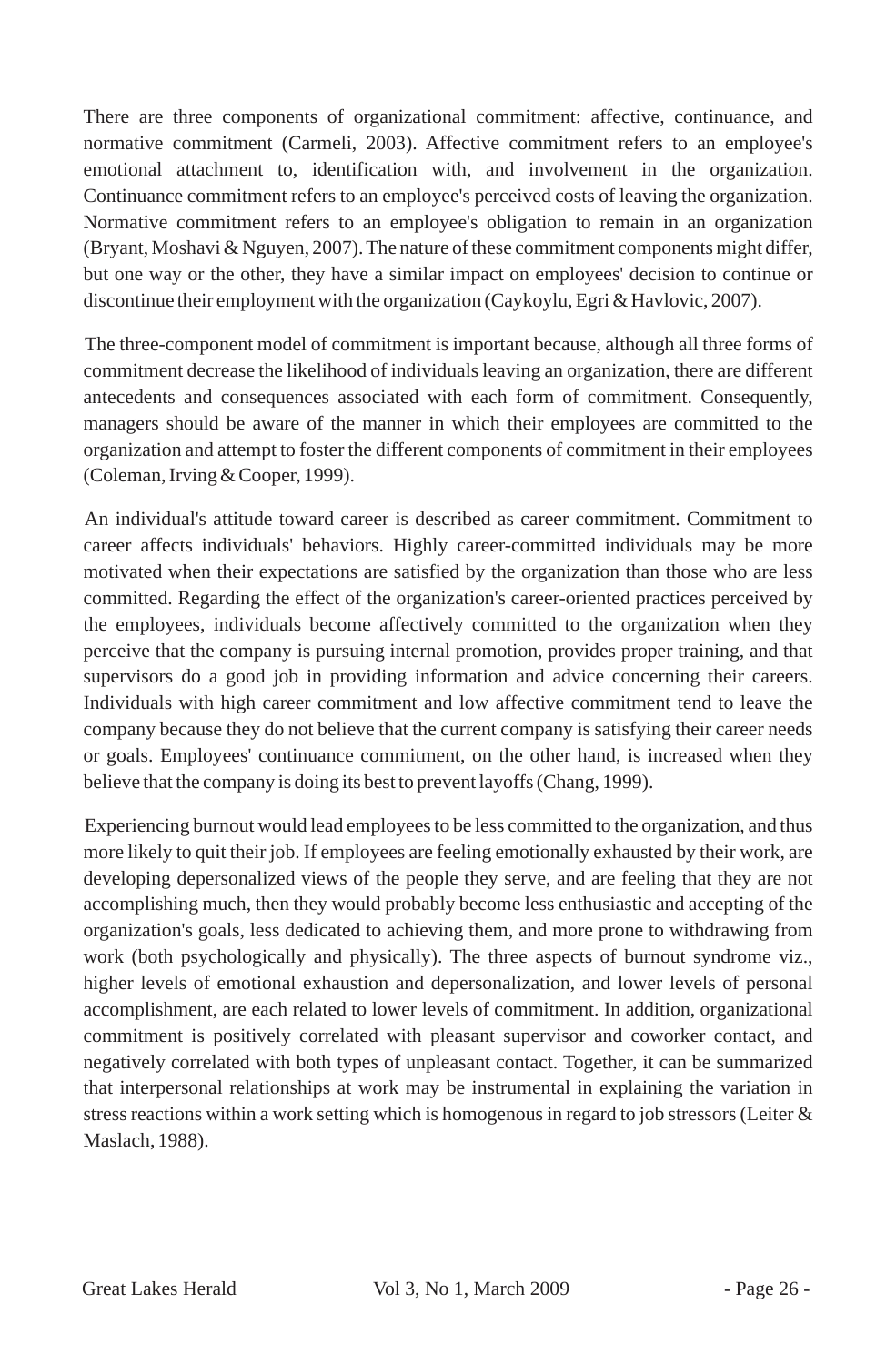There are three components of organizational commitment: affective, continuance, and normative commitment (Carmeli, 2003). Affective commitment refers to an employee's emotional attachment to, identification with, and involvement in the organization. Continuance commitment refers to an employee's perceived costs of leaving the organization. Normative commitment refers to an employee's obligation to remain in an organization (Bryant, Moshavi & Nguyen, 2007). The nature of these commitment components might differ, but one way or the other, they have a similar impact on employees' decision to continue or discontinue their employment with the organization (Caykoylu, Egri & Havlovic, 2007).

The three-component model of commitment is important because, although all three forms of commitment decrease the likelihood of individuals leaving an organization, there are different antecedents and consequences associated with each form of commitment. Consequently, managers should be aware of the manner in which their employees are committed to the organization and attempt to foster the different components of commitment in their employees (Coleman, Irving & Cooper, 1999).

An individual's attitude toward career is described as career commitment. Commitment to career affects individuals' behaviors. Highly career-committed individuals may be more motivated when their expectations are satisfied by the organization than those who are less committed. Regarding the effect of the organization's career-oriented practices perceived by the employees, individuals become affectively committed to the organization when they perceive that the company is pursuing internal promotion, provides proper training, and that supervisors do a good job in providing information and advice concerning their careers. Individuals with high career commitment and low affective commitment tend to leave the company because they do not believe that the current company is satisfying their career needs or goals. Employees' continuance commitment, on the other hand, is increased when they believe that the company is doing its best to prevent layoffs (Chang, 1999).

Experiencing burnout would lead employees to be less committed to the organization, and thus more likely to quit their job. If employees are feeling emotionally exhausted by their work, are developing depersonalized views of the people they serve, and are feeling that they are not accomplishing much, then they would probably become less enthusiastic and accepting of the organization's goals, less dedicated to achieving them, and more prone to withdrawing from work (both psychologically and physically). The three aspects of burnout syndrome viz., higher levels of emotional exhaustion and depersonalization, and lower levels of personal accomplishment, are each related to lower levels of commitment. In addition, organizational commitment is positively correlated with pleasant supervisor and coworker contact, and negatively correlated with both types of unpleasant contact. Together, it can be summarized that interpersonal relationships at work may be instrumental in explaining the variation in stress reactions within a work setting which is homogenous in regard to job stressors (Leiter & Maslach, 1988).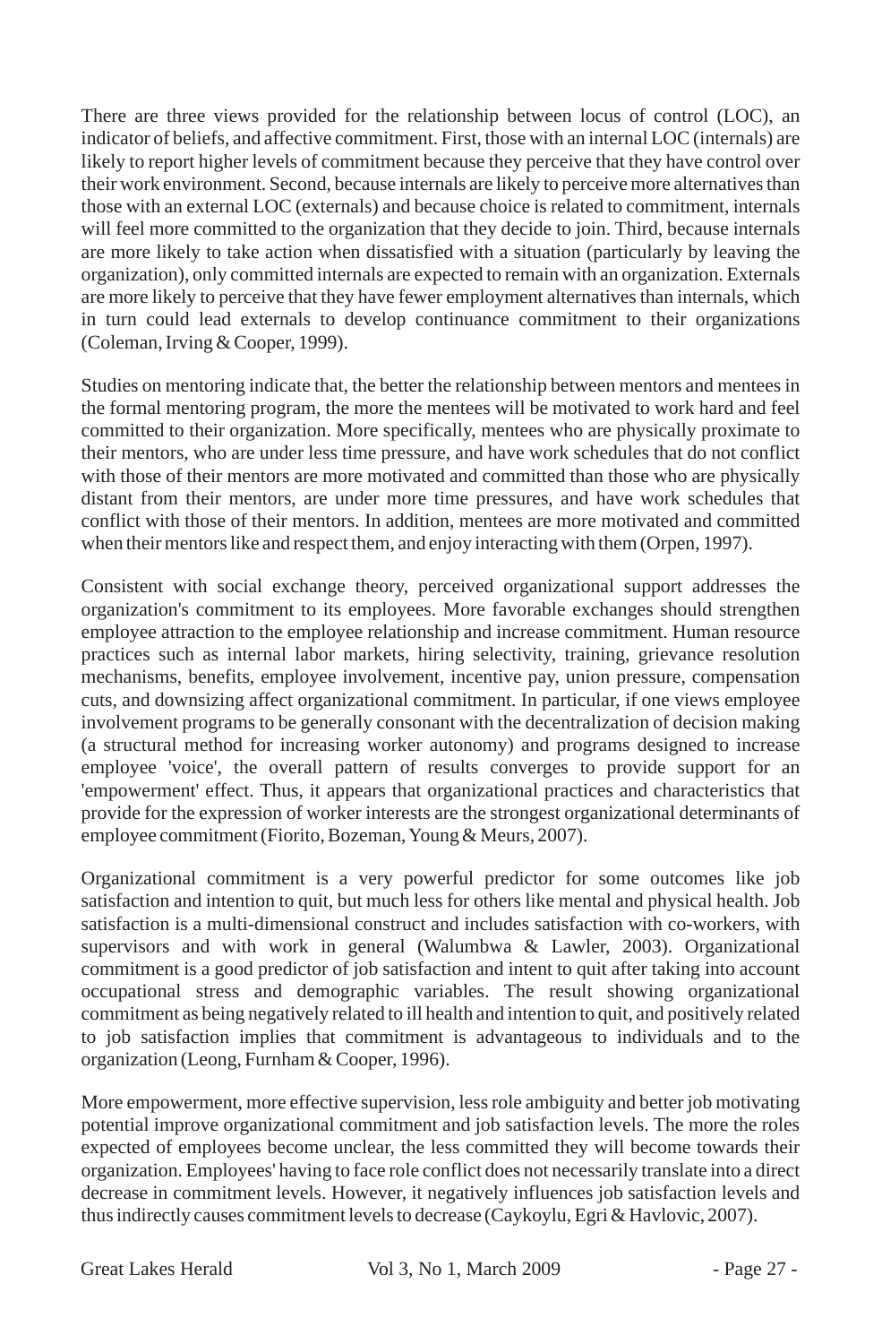There are three views provided for the relationship between locus of control (LOC), an indicator of beliefs, and affective commitment. First, those with an internal LOC (internals) are likely to report higher levels of commitment because they perceive that they have control over their work environment. Second, because internals are likely to perceive more alternatives than those with an external LOC (externals) and because choice is related to commitment, internals will feel more committed to the organization that they decide to join. Third, because internals are more likely to take action when dissatisfied with a situation (particularly by leaving the organization), only committed internals are expected to remain with an organization. Externals are more likely to perceive that they have fewer employment alternatives than internals, which in turn could lead externals to develop continuance commitment to their organizations (Coleman, Irving & Cooper, 1999).

Studies on mentoring indicate that, the better the relationship between mentors and mentees in the formal mentoring program, the more the mentees will be motivated to work hard and feel committed to their organization. More specifically, mentees who are physically proximate to their mentors, who are under less time pressure, and have work schedules that do not conflict with those of their mentors are more motivated and committed than those who are physically distant from their mentors, are under more time pressures, and have work schedules that conflict with those of their mentors. In addition, mentees are more motivated and committed when their mentors like and respect them, and enjoy interacting with them (Orpen, 1997).

Consistent with social exchange theory, perceived organizational support addresses the organization's commitment to its employees. More favorable exchanges should strengthen employee attraction to the employee relationship and increase commitment. Human resource practices such as internal labor markets, hiring selectivity, training, grievance resolution mechanisms, benefits, employee involvement, incentive pay, union pressure, compensation cuts, and downsizing affect organizational commitment. In particular, if one views employee involvement programs to be generally consonant with the decentralization of decision making (a structural method for increasing worker autonomy) and programs designed to increase employee 'voice', the overall pattern of results converges to provide support for an 'empowerment' effect. Thus, it appears that organizational practices and characteristics that provide for the expression of worker interests are the strongest organizational determinants of employee commitment (Fiorito, Bozeman, Young & Meurs, 2007).

Organizational commitment is a very powerful predictor for some outcomes like job satisfaction and intention to quit, but much less for others like mental and physical health. Job satisfaction is a multi-dimensional construct and includes satisfaction with co-workers, with supervisors and with work in general (Walumbwa & Lawler, 2003). Organizational commitment is a good predictor of job satisfaction and intent to quit after taking into account occupational stress and demographic variables. The result showing organizational commitment as being negatively related to ill health and intention to quit, and positively related to job satisfaction implies that commitment is advantageous to individuals and to the organization (Leong, Furnham & Cooper, 1996).

More empowerment, more effective supervision, less role ambiguity and better job motivating potential improve organizational commitment and job satisfaction levels. The more the roles expected of employees become unclear, the less committed they will become towards their organization. Employees' having to face role conflict does not necessarily translate into a direct decrease in commitment levels. However, it negatively influences job satisfaction levels and thus indirectly causes commitment levels to decrease (Caykoylu, Egri & Havlovic, 2007).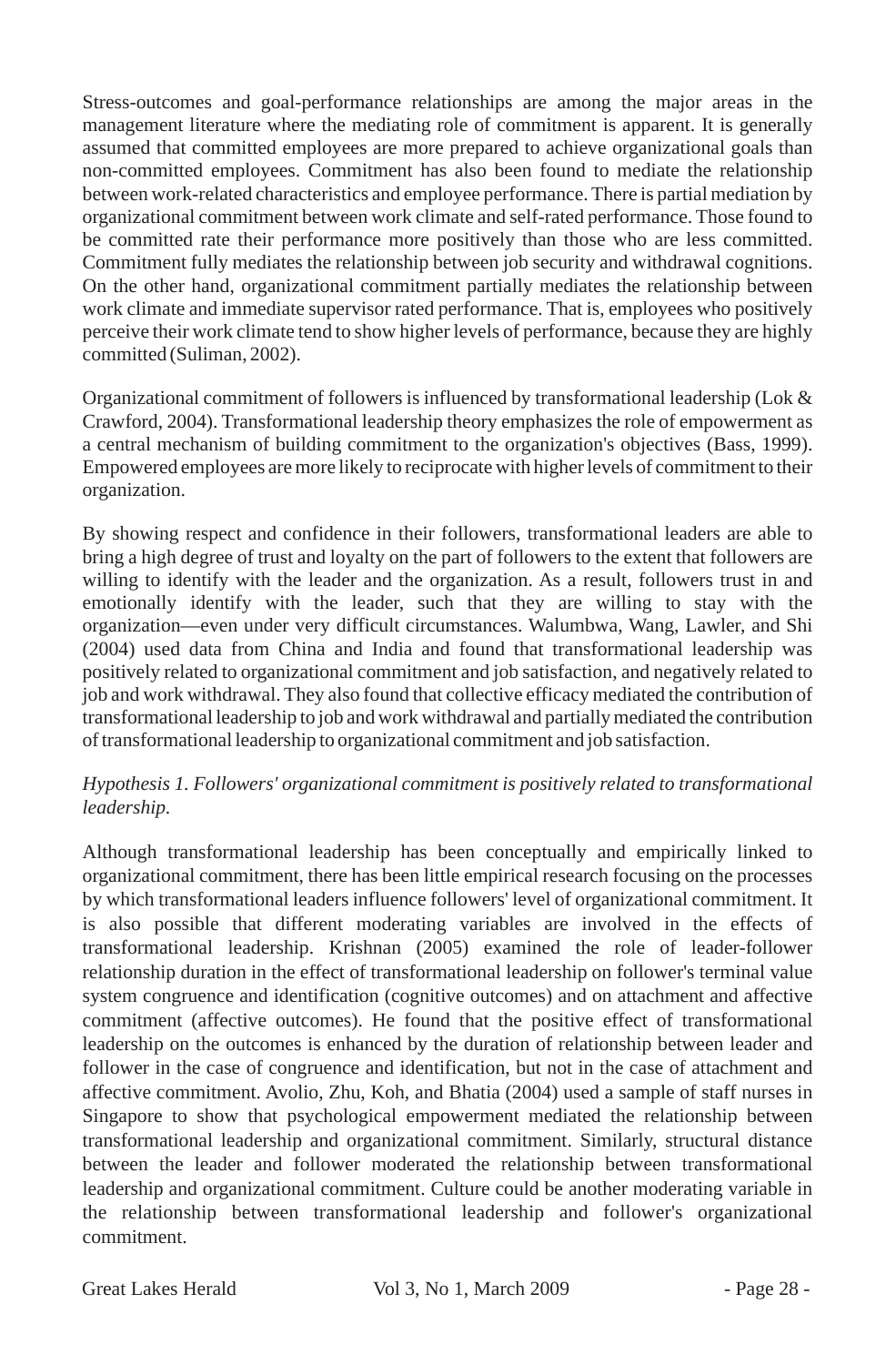Stress-outcomes and goal-performance relationships are among the major areas in the management literature where the mediating role of commitment is apparent. It is generally assumed that committed employees are more prepared to achieve organizational goals than non-committed employees. Commitment has also been found to mediate the relationship between work-related characteristics and employee performance. There is partial mediation by organizational commitment between work climate and self-rated performance. Those found to be committed rate their performance more positively than those who are less committed. Commitment fully mediates the relationship between job security and withdrawal cognitions. On the other hand, organizational commitment partially mediates the relationship between work climate and immediate supervisor rated performance. That is, employees who positively perceive their work climate tend to show higher levels of performance, because they are highly committed (Suliman, 2002).

Organizational commitment of followers is influenced by transformational leadership (Lok & Crawford, 2004). Transformational leadership theory emphasizes the role of empowerment as a central mechanism of building commitment to the organization's objectives (Bass, 1999). Empowered employees are more likely to reciprocate with higher levels of commitment to their organization.

By showing respect and confidence in their followers, transformational leaders are able to bring a high degree of trust and loyalty on the part of followers to the extent that followers are willing to identify with the leader and the organization. As a result, followers trust in and emotionally identify with the leader, such that they are willing to stay with the organization—even under very difficult circumstances. Walumbwa, Wang, Lawler, and Shi (2004) used data from China and India and found that transformational leadership was positively related to organizational commitment and job satisfaction, and negatively related to job and work withdrawal. They also found that collective efficacy mediated the contribution of transformational leadership to job and work withdrawal and partially mediated the contribution of transformational leadership to organizational commitment and job satisfaction.

*Hypothesis 1. Followers' organizational commitment is positively related to transformational leadership.*

Although transformational leadership has been conceptually and empirically linked to organizational commitment, there has been little empirical research focusing on the processes by which transformational leaders influence followers' level of organizational commitment. It is also possible that different moderating variables are involved in the effects of transformational leadership. Krishnan (2005) examined the role of leader-follower relationship duration in the effect of transformational leadership on follower's terminal value system congruence and identification (cognitive outcomes) and on attachment and affective commitment (affective outcomes). He found that the positive effect of transformational leadership on the outcomes is enhanced by the duration of relationship between leader and follower in the case of congruence and identification, but not in the case of attachment and affective commitment. Avolio, Zhu, Koh, and Bhatia (2004) used a sample of staff nurses in Singapore to show that psychological empowerment mediated the relationship between transformational leadership and organizational commitment. Similarly, structural distance between the leader and follower moderated the relationship between transformational leadership and organizational commitment. Culture could be another moderating variable in the relationship between transformational leadership and follower's organizational commitment.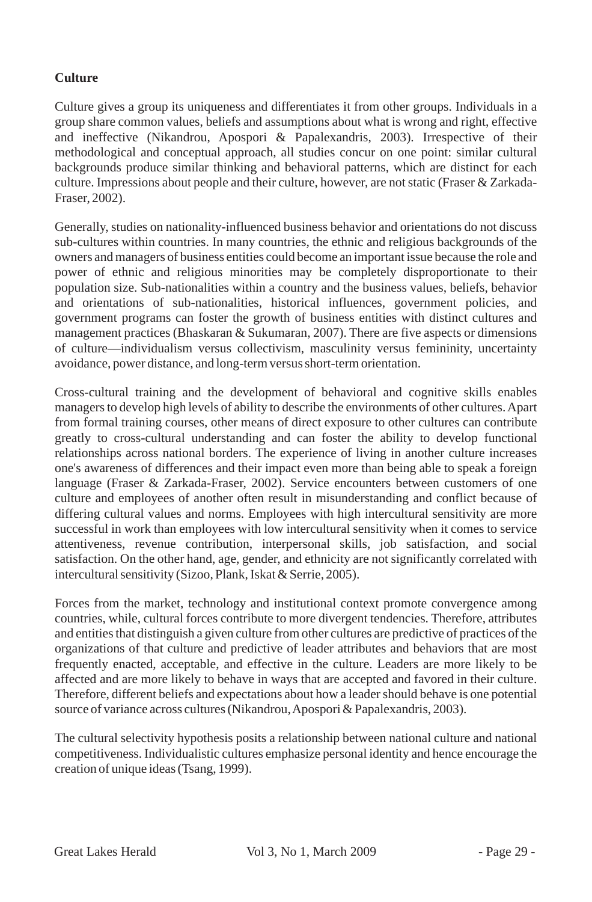**Culture**

Culture gives a group its uniqueness and differentiates it from other groups. Individuals in a group share common values, beliefs and assumptions about what is wrong and right, effective and ineffective (Nikandrou, Apospori & Papalexandris, 2003). Irrespective of their methodological and conceptual approach, all studies concur on one point: similar cultural backgrounds produce similar thinking and behavioral patterns, which are distinct for each culture. Impressions about people and their culture, however, are not static (Fraser & Zarkada-Fraser, 2002).

Generally, studies on nationality-influenced business behavior and orientations do not discuss sub-cultures within countries. In many countries, the ethnic and religious backgrounds of the owners and managers of business entities could become an important issue because the role and power of ethnic and religious minorities may be completely disproportionate to their population size. Sub-nationalities within a country and the business values, beliefs, behavior and orientations of sub-nationalities, historical influences, government policies, and government programs can foster the growth of business entities with distinct cultures and management practices (Bhaskaran & Sukumaran, 2007). There are five aspects or dimensions of culture—individualism versus collectivism, masculinity versus femininity, uncertainty avoidance, power distance, and long-term versus short-term orientation.

Cross-cultural training and the development of behavioral and cognitive skills enables managers to develop high levels of ability to describe the environments of other cultures. Apart from formal training courses, other means of direct exposure to other cultures can contribute greatly to cross-cultural understanding and can foster the ability to develop functional relationships across national borders. The experience of living in another culture increases one's awareness of differences and their impact even more than being able to speak a foreign language (Fraser & Zarkada-Fraser, 2002). Service encounters between customers of one culture and employees of another often result in misunderstanding and conflict because of differing cultural values and norms. Employees with high intercultural sensitivity are more successful in work than employees with low intercultural sensitivity when it comes to service attentiveness, revenue contribution, interpersonal skills, job satisfaction, and social satisfaction. On the other hand, age, gender, and ethnicity are not significantly correlated with intercultural sensitivity (Sizoo, Plank, Iskat & Serrie, 2005).

Forces from the market, technology and institutional context promote convergence among countries, while, cultural forces contribute to more divergent tendencies. Therefore, attributes and entities that distinguish a given culture from other cultures are predictive of practices of the organizations of that culture and predictive of leader attributes and behaviors that are most frequently enacted, acceptable, and effective in the culture. Leaders are more likely to be affected and are more likely to behave in ways that are accepted and favored in their culture. Therefore, different beliefs and expectations about how a leader should behave is one potential source of variance across cultures (Nikandrou, Apospori & Papalexandris, 2003).

The cultural selectivity hypothesis posits a relationship between national culture and national competitiveness. Individualistic cultures emphasize personal identity and hence encourage the creation of unique ideas (Tsang, 1999).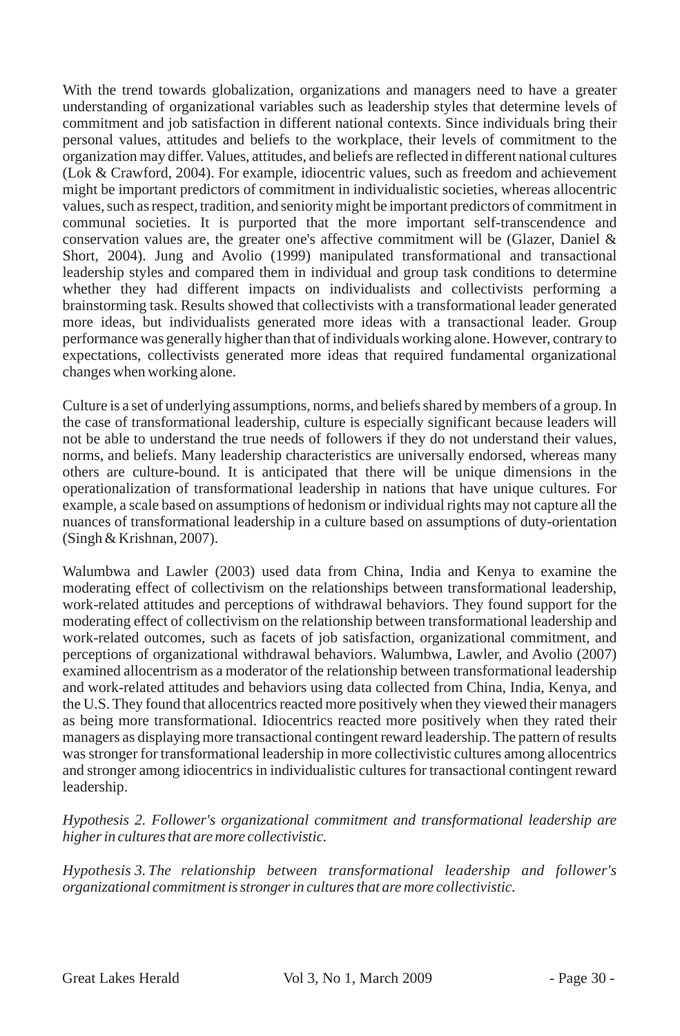With the trend towards globalization, organizations and managers need to have a greater understanding of organizational variables such as leadership styles that determine levels of commitment and job satisfaction in different national contexts. Since individuals bring their personal values, attitudes and beliefs to the workplace, their levels of commitment to the organization may differ. Values, attitudes, and beliefs are reflected in different national cultures (Lok & Crawford, 2004). For example, idiocentric values, such as freedom and achievement might be important predictors of commitment in individualistic societies, whereas allocentric values, such as respect, tradition, and seniority might be important predictors of commitment in communal societies. It is purported that the more important self-transcendence and conservation values are, the greater one's affective commitment will be (Glazer, Daniel & Short, 2004). Jung and Avolio (1999) manipulated transformational and transactional leadership styles and compared them in individual and group task conditions to determine whether they had different impacts on individualists and collectivists performing a brainstorming task. Results showed that collectivists with a transformational leader generated more ideas, but individualists generated more ideas with a transactional leader. Group performance was generally higher than that of individuals working alone. However, contrary to expectations, collectivists generated more ideas that required fundamental organizational changes when working alone.

Culture is a set of underlying assumptions, norms, and beliefs shared by members of a group. In the case of transformational leadership, culture is especially significant because leaders will not be able to understand the true needs of followers if they do not understand their values, norms, and beliefs. Many leadership characteristics are universally endorsed, whereas many others are culture-bound. It is anticipated that there will be unique dimensions in the operationalization of transformational leadership in nations that have unique cultures. For example, a scale based on assumptions of hedonism or individual rights may not capture all the nuances of transformational leadership in a culture based on assumptions of duty-orientation (Singh & Krishnan, 2007).

Walumbwa and Lawler (2003) used data from China, India and Kenya to examine the moderating effect of collectivism on the relationships between transformational leadership, work-related attitudes and perceptions of withdrawal behaviors. They found support for the moderating effect of collectivism on the relationship between transformational leadership and work-related outcomes, such as facets of job satisfaction, organizational commitment, and perceptions of organizational withdrawal behaviors. Walumbwa, Lawler, and Avolio (2007) examined allocentrism as a moderator of the relationship between transformational leadership and work-related attitudes and behaviors using data collected from China, India, Kenya, and the U.S. They found that allocentrics reacted more positively when they viewed their managers as being more transformational. Idiocentrics reacted more positively when they rated their managers as displaying more transactional contingent reward leadership. The pattern of results was stronger for transformational leadership in more collectivistic cultures among allocentrics and stronger among idiocentrics in individualistic cultures for transactional contingent reward leadership.

*Hypothesis 2. Follower's organizational commitment and transformational leadership are higher in cultures that are more collectivistic.*

*Hypothesis 3. The relationship between transformational leadership and follower's organizational commitment is stronger in cultures that are more collectivistic.*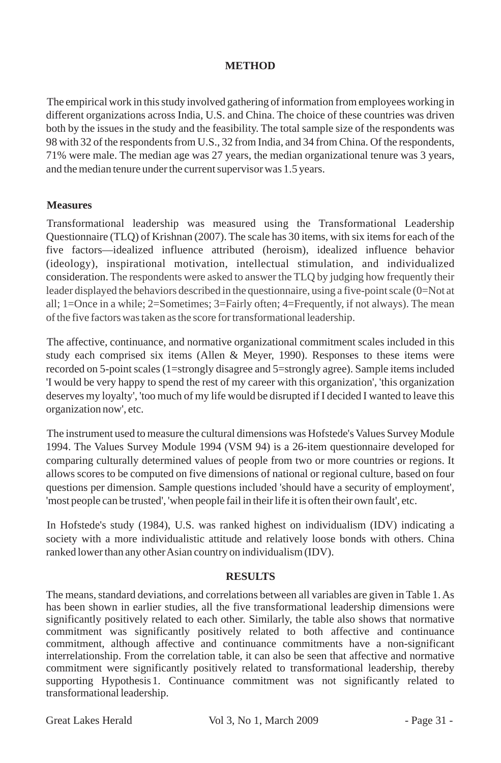## METHOD

The empirical work in this study involved gathering of information from employees working in different organizations across India, U.S. and China. The choice of these countries was driven both by the issues in the study and the feasibility. The total sample size of the respondents was 98 with 32 of the respondents from U.S., 32 from India, and 34 from China. Of the respondents, 71% were male. The median age was 27 years, the median organizational tenure was 3 years, and the median tenure under the current supervisor was 1.5 years.

### Measures

Transformational leadership was measured using the Transformational Leadership Questionnaire (TLQ) of Krishnan (2007). The scale has 30 items, with six items for each of the five factors—idealized influence attributed (heroism), idealized influence behavior (ideology), inspirational motivation, intellectual stimulation, and individualized consideration. The respondents were asked to answer the TLQ by judging how frequently their leader displayed the behaviors described in the questionnaire, using a five-point scale (0=Not at all; 1=Once in a while; 2=Sometimes; 3=Fairly often; 4=Frequently, if not always). The mean of the five factors was taken as the score for transformational leadership.

The affective, continuance, and normative organizational commitment scales included in this study each comprised six items (Allen & Meyer, 1990). Responses to these items were recorded on 5-point scales (1=strongly disagree and 5=strongly agree). Sample items included 'I would be very happy to spend the rest of my career with this organization', 'this organization deserves my loyalty', 'too much of my life would be disrupted if I decided I wanted to leave this organization now', etc.

The instrument used to measure the cultural dimensions was Hofstede's Values Survey Module 1994. The Values Survey Module 1994 (VSM 94) is a 26-item questionnaire developed for comparing culturally determined values of people from two or more countries or regions. It allows scores to be computed on five dimensions of national or regional culture, based on four questions per dimension. Sample questions included 'should have a security of employment', 'most people can be trusted', 'when people fail in their life it is often their own fault', etc.

In Hofstede's study (1984), U.S. was ranked highest on individualism (IDV) indicating a society with a more individualistic attitude and relatively loose bonds with others. China ranked lower than any other Asian country on individualism (IDV).

## RESULTS

The means, standard deviations, and correlations between all variables are given in Table 1. As has been shown in earlier studies, all the five transformational leadership dimensions were significantly positively related to each other. Similarly, the table also shows that normative commitment was significantly positively related to both affective and continuance commitment, although affective and continuance commitments have a non-significant interrelationship. From the correlation table, it can also be seen that affective and normative commitment were significantly positively related to transformational leadership, thereby supporting Hypothesis 1. Continuance commitment was not significantly related to transformational leadership.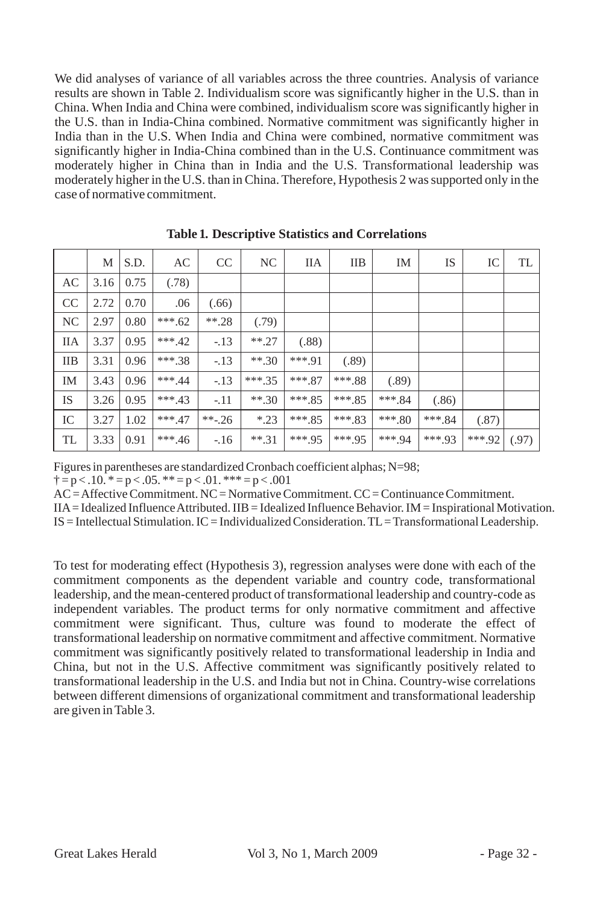We did analyses of variance of all variables across the three countries. Analysis of variance results are shown in Table 2. Individualism score was significantly higher in the U.S. than in China. When India and China were combined, individualism score was significantly higher in the U.S. than in India-China combined. Normative commitment was significantly higher in India than in the U.S. When India and China were combined, normative commitment was significantly higher in India-China combined than in the U.S. Continuance commitment was moderately higher in China than in India and the U.S. Transformational leadership was moderately higher in the U.S. than in China. Therefore, Hypothesis 2 was supported only in the case of normative commitment.

**Table 1. Descriptive Statistics and Correlations**

| | M | S.D. | AC | CC | NC | IIA | IIB | IM | IS | IC | TL |
|---|---|---|---|---|---|---|---|---|---|---|---|
| AC | 3.16 | 0.75 | (.78) | | | | | | | | |
| CC | 2.72 | 0.70 | .06 | (.66) | | | | | | | |
| NC | 2.97 | 0.80 | ***.62 | **.28 | (.79) | | | | | | |
| IIA | 3.37 | 0.95 | ***.42 | -.13 | **.27 | (.88) | | | | | |
| IIB | 3.31 | 0.96 | ***.38 | -.13 | **.30 | ***.91 | (.89) | | | | |
| IM | 3.43 | 0.96 | ***.44 | -.13 | ***.35 | ***.87 | ***.88 | (.89) | | | |
| IS | 3.26 | 0.95 | ***.43 | -.11 | **.30 | ***.85 | ***.85 | ***.84 | (.86) | | |
| IC | 3.27 | 1.02 | ***.47 | **-.26 | *.23 | ***.85 | ***.83 | ***.80 | ***.84 | (.87) | |
| TL | 3.33 | 0.91 | ***.46 | -.16 | **.31 | ***.95 | ***.95 | ***.94 | ***.93 | ***.92 | (.97) |

Figures in parentheses are standardized Cronbach coefficient alphas; N=98;
† = p < .10. * = p < .05. ** = p < .01. *** = p < .001
AC = Affective Commitment. NC = Normative Commitment. CC = Continuance Commitment.
IIA = Idealized Influence Attributed. IIB = Idealized Influence Behavior. IM = Inspirational Motivation.
IS = Intellectual Stimulation. IC = Individualized Consideration. TL = Transformational Leadership.

To test for moderating effect (Hypothesis 3), regression analyses were done with each of the commitment components as the dependent variable and country code, transformational leadership, and the mean-centered product of transformational leadership and country-code as independent variables. The product terms for only normative commitment and affective commitment were significant. Thus, culture was found to moderate the effect of transformational leadership on normative commitment and affective commitment. Normative commitment was significantly positively related to transformational leadership in India and China, but not in the U.S. Affective commitment was significantly positively related to transformational leadership in the U.S. and India but not in China. Country-wise correlations between different dimensions of organizational commitment and transformational leadership are given in Table 3.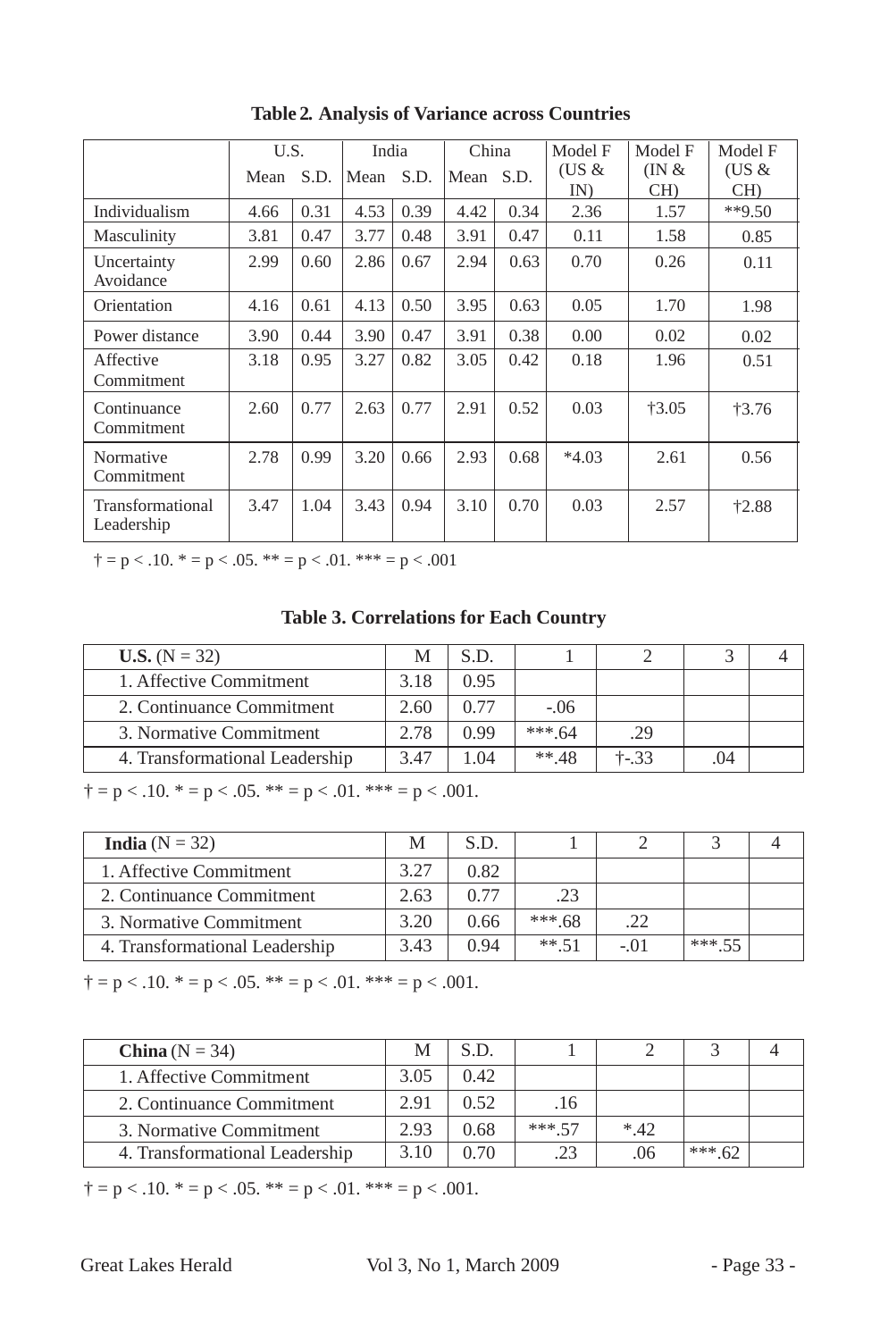**Table 2. Analysis of Variance across Countries**

| | U.S. | | India | | China | | Model F (US & IN) | Model F (IN & CH) | Model F (US & CH) |
|---|---|---|---|---|---|---|---|---|---|
| | Mean | S.D. | Mean | S.D. | Mean | S.D. | | | |
| Individualism | 4.66 | 0.31 | 4.53 | 0.39 | 4.42 | 0.34 | 2.36 | 1.57 | **9.50 |
| Masculinity | 3.81 | 0.47 | 3.77 | 0.48 | 3.91 | 0.47 | 0.11 | 1.58 | 0.85 |
| Uncertainty Avoidance | 2.99 | 0.60 | 2.86 | 0.67 | 2.94 | 0.63 | 0.70 | 0.26 | 0.11 |
| Orientation | 4.16 | 0.61 | 4.13 | 0.50 | 3.95 | 0.63 | 0.05 | 1.70 | 1.98 |
| Power distance | 3.90 | 0.44 | 3.90 | 0.47 | 3.91 | 0.38 | 0.00 | 0.02 | 0.02 |
| Affective Commitment | 3.18 | 0.95 | 3.27 | 0.82 | 3.05 | 0.42 | 0.18 | 1.96 | 0.51 |
| Continuance Commitment | 2.60 | 0.77 | 2.63 | 0.77 | 2.91 | 0.52 | 0.03 | †3.05 | †3.76 |
| Normative Commitment | 2.78 | 0.99 | 3.20 | 0.66 | 2.93 | 0.68 | *4.03 | 2.61 | 0.56 |
| Transformational Leadership | 3.47 | 1.04 | 3.43 | 0.94 | 3.10 | 0.70 | 0.03 | 2.57 | †2.88 |

† = p < .10. * = p < .05. ** = p < .01. *** = p < .001

**Table 3. Correlations for Each Country**

| **U.S.** (N = 32) | M | S.D. | 1 | 2 | 3 | 4 |
|---|---|---|---|---|---|---|
| 1. Affective Commitment | 3.18 | 0.95 | | | | |
| 2. Continuance Commitment | 2.60 | 0.77 | -.06 | | | |
| 3. Normative Commitment | 2.78 | 0.99 | ***.64 | .29 | | |
| 4. Transformational Leadership | 3.47 | 1.04 | **.48 | †-.33 | .04 | |

† = p < .10. * = p < .05. ** = p < .01. *** = p < .001.

| **India** (N = 32) | M | S.D. | 1 | 2 | 3 | 4 |
|---|---|---|---|---|---|---|
| 1. Affective Commitment | 3.27 | 0.82 | | | | |
| 2. Continuance Commitment | 2.63 | 0.77 | .23 | | | |
| 3. Normative Commitment | 3.20 | 0.66 | ***.68 | .22 | | |
| 4. Transformational Leadership | 3.43 | 0.94 | **.51 | -.01 | ***.55 | |

† = p < .10. * = p < .05. ** = p < .01. *** = p < .001.

| **China** (N = 34) | M | S.D. | 1 | 2 | 3 | 4 |
|---|---|---|---|---|---|---|
| 1. Affective Commitment | 3.05 | 0.42 | | | | |
| 2. Continuance Commitment | 2.91 | 0.52 | .16 | | | |
| 3. Normative Commitment | 2.93 | 0.68 | ***.57 | *.42 | | |
| 4. Transformational Leadership | 3.10 | 0.70 | .23 | .06 | ***.62 | |

† = p < .10. * = p < .05. ** = p < .01. *** = p < .001.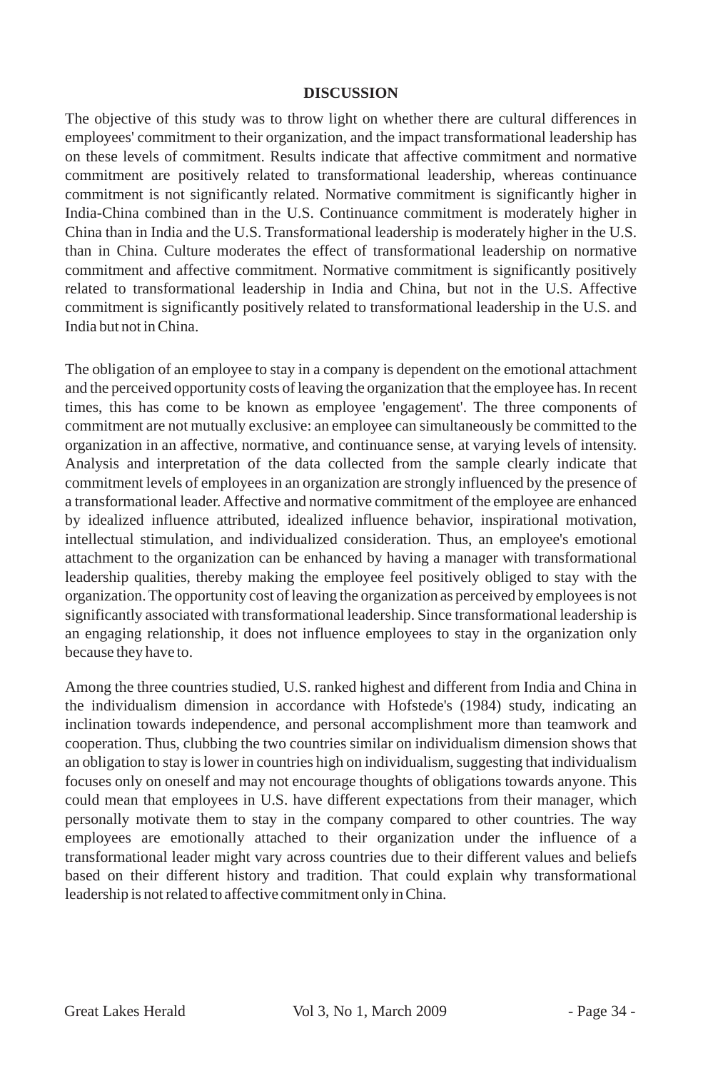## DISCUSSION

The objective of this study was to throw light on whether there are cultural differences in employees' commitment to their organization, and the impact transformational leadership has on these levels of commitment. Results indicate that affective commitment and normative commitment are positively related to transformational leadership, whereas continuance commitment is not significantly related. Normative commitment is significantly higher in India-China combined than in the U.S. Continuance commitment is moderately higher in China than in India and the U.S. Transformational leadership is moderately higher in the U.S. than in China. Culture moderates the effect of transformational leadership on normative commitment and affective commitment. Normative commitment is significantly positively related to transformational leadership in India and China, but not in the U.S. Affective commitment is significantly positively related to transformational leadership in the U.S. and India but not in China.

The obligation of an employee to stay in a company is dependent on the emotional attachment and the perceived opportunity costs of leaving the organization that the employee has. In recent times, this has come to be known as employee 'engagement'. The three components of commitment are not mutually exclusive: an employee can simultaneously be committed to the organization in an affective, normative, and continuance sense, at varying levels of intensity. Analysis and interpretation of the data collected from the sample clearly indicate that commitment levels of employees in an organization are strongly influenced by the presence of a transformational leader. Affective and normative commitment of the employee are enhanced by idealized influence attributed, idealized influence behavior, inspirational motivation, intellectual stimulation, and individualized consideration. Thus, an employee's emotional attachment to the organization can be enhanced by having a manager with transformational leadership qualities, thereby making the employee feel positively obliged to stay with the organization. The opportunity cost of leaving the organization as perceived by employees is not significantly associated with transformational leadership. Since transformational leadership is an engaging relationship, it does not influence employees to stay in the organization only because they have to.

Among the three countries studied, U.S. ranked highest and different from India and China in the individualism dimension in accordance with Hofstede's (1984) study, indicating an inclination towards independence, and personal accomplishment more than teamwork and cooperation. Thus, clubbing the two countries similar on individualism dimension shows that an obligation to stay is lower in countries high on individualism, suggesting that individualism focuses only on oneself and may not encourage thoughts of obligations towards anyone. This could mean that employees in U.S. have different expectations from their manager, which personally motivate them to stay in the company compared to other countries. The way employees are emotionally attached to their organization under the influence of a transformational leader might vary across countries due to their different values and beliefs based on their different history and tradition. That could explain why transformational leadership is not related to affective commitment only in China.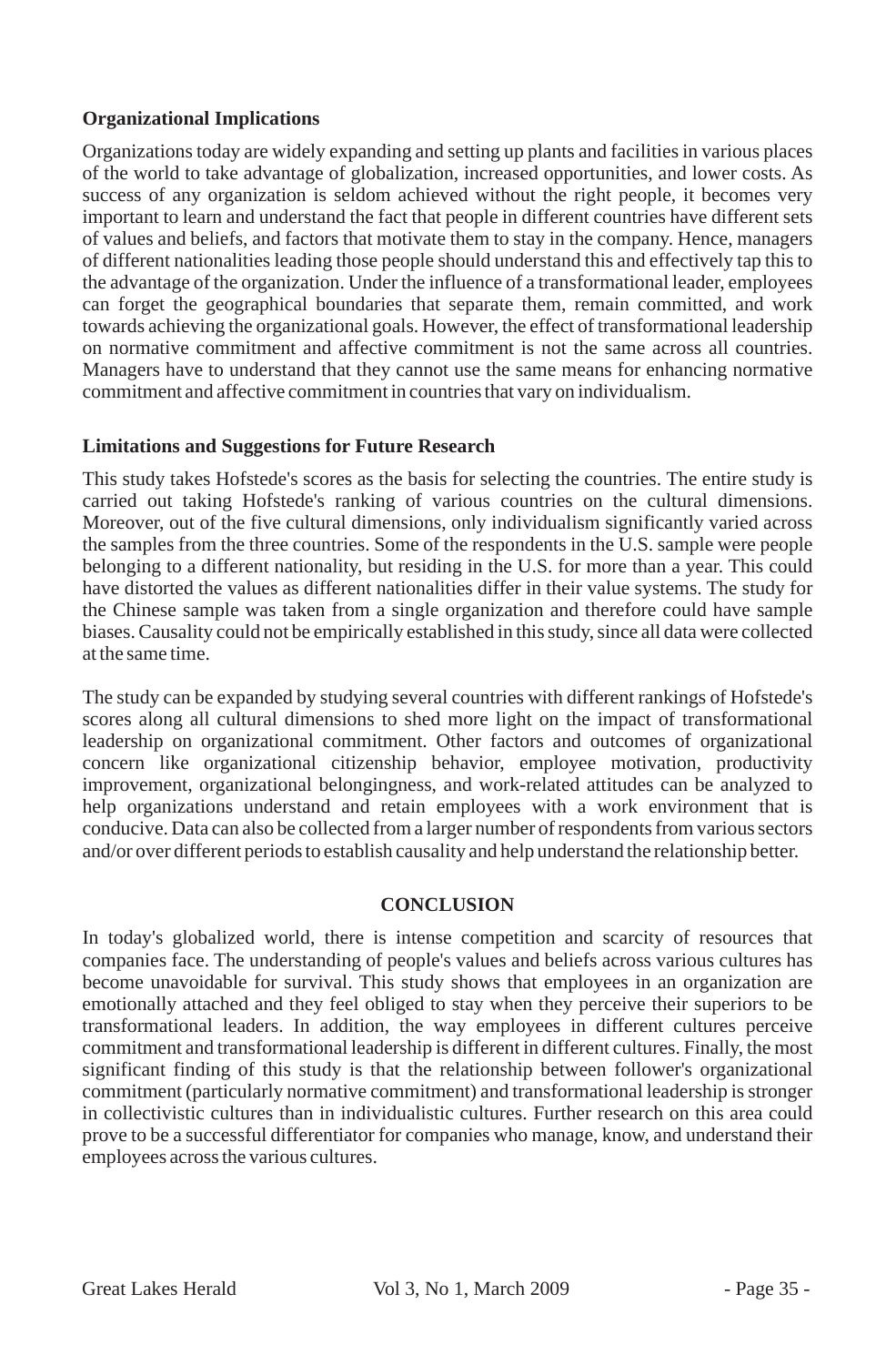### Organizational Implications

Organizations today are widely expanding and setting up plants and facilities in various places of the world to take advantage of globalization, increased opportunities, and lower costs. As success of any organization is seldom achieved without the right people, it becomes very important to learn and understand the fact that people in different countries have different sets of values and beliefs, and factors that motivate them to stay in the company. Hence, managers of different nationalities leading those people should understand this and effectively tap this to the advantage of the organization. Under the influence of a transformational leader, employees can forget the geographical boundaries that separate them, remain committed, and work towards achieving the organizational goals. However, the effect of transformational leadership on normative commitment and affective commitment is not the same across all countries. Managers have to understand that they cannot use the same means for enhancing normative commitment and affective commitment in countries that vary on individualism.

### Limitations and Suggestions for Future Research

This study takes Hofstede's scores as the basis for selecting the countries. The entire study is carried out taking Hofstede's ranking of various countries on the cultural dimensions. Moreover, out of the five cultural dimensions, only individualism significantly varied across the samples from the three countries. Some of the respondents in the U.S. sample were people belonging to a different nationality, but residing in the U.S. for more than a year. This could have distorted the values as different nationalities differ in their value systems. The study for the Chinese sample was taken from a single organization and therefore could have sample biases. Causality could not be empirically established in this study, since all data were collected at the same time.

The study can be expanded by studying several countries with different rankings of Hofstede's scores along all cultural dimensions to shed more light on the impact of transformational leadership on organizational commitment. Other factors and outcomes of organizational concern like organizational citizenship behavior, employee motivation, productivity improvement, organizational belongingness, and work-related attitudes can be analyzed to help organizations understand and retain employees with a work environment that is conducive. Data can also be collected from a larger number of respondents from various sectors and/or over different periods to establish causality and help understand the relationship better.

## CONCLUSION

In today's globalized world, there is intense competition and scarcity of resources that companies face. The understanding of people's values and beliefs across various cultures has become unavoidable for survival. This study shows that employees in an organization are emotionally attached and they feel obliged to stay when they perceive their superiors to be transformational leaders. In addition, the way employees in different cultures perceive commitment and transformational leadership is different in different cultures. Finally, the most significant finding of this study is that the relationship between follower's organizational commitment (particularly normative commitment) and transformational leadership is stronger in collectivistic cultures than in individualistic cultures. Further research on this area could prove to be a successful differentiator for companies who manage, know, and understand their employees across the various cultures.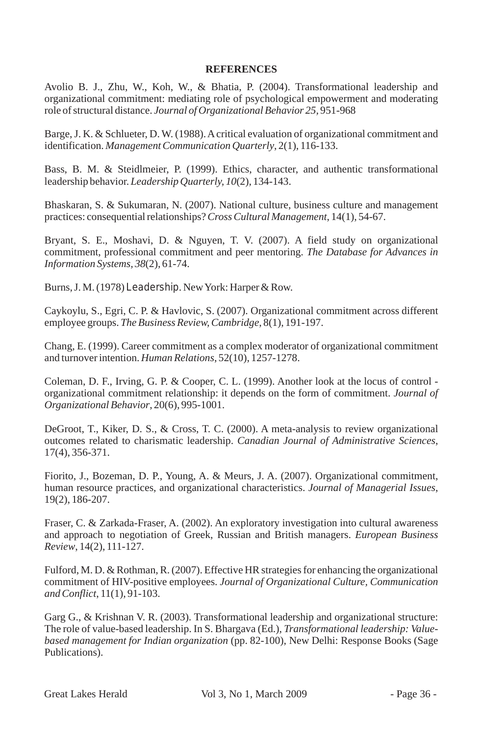**REFERENCES**

Avolio B. J., Zhu, W., Koh, W., & Bhatia, P. (2004). Transformational leadership and organizational commitment: mediating role of psychological empowerment and moderating role of structural distance. *Journal of Organizational Behavior 25*, 951-968

Barge, J. K. & Schlueter, D. W. (1988). A critical evaluation of organizational commitment and identification. *Management Communication Quarterly*, 2(1), 116-133.

Bass, B. M. & Steidlmeier, P. (1999). Ethics, character, and authentic transformational leadership behavior. *Leadership Quarterly, 10*(2), 134-143.

Bhaskaran, S. & Sukumaran, N. (2007). National culture, business culture and management practices: consequential relationships? *Cross Cultural Management*, 14(1), 54-67.

Bryant, S. E., Moshavi, D. & Nguyen, T. V. (2007). A field study on organizational commitment, professional commitment and peer mentoring. *The Database for Advances in Information Systems*, *38*(2), 61-74.

Burns, J. M. (1978) *Leadership*. New York: Harper & Row.

Caykoylu, S., Egri, C. P. & Havlovic, S. (2007). Organizational commitment across different employee groups. *The Business Review, Cambridge*, 8(1), 191-197.

Chang, E. (1999). Career commitment as a complex moderator of organizational commitment and turnover intention. *Human Relations*, 52(10), 1257-1278.

Coleman, D. F., Irving, G. P. & Cooper, C. L. (1999). Another look at the locus of control - organizational commitment relationship: it depends on the form of commitment. *Journal of Organizational Behavior*, 20(6), 995-1001.

DeGroot, T., Kiker, D. S., & Cross, T. C. (2000). A meta-analysis to review organizational outcomes related to charismatic leadership. *Canadian Journal of Administrative Sciences*, 17(4), 356-371.

Fiorito, J., Bozeman, D. P., Young, A. & Meurs, J. A. (2007). Organizational commitment, human resource practices, and organizational characteristics. *Journal of Managerial Issues*, 19(2), 186-207.

Fraser, C. & Zarkada-Fraser, A. (2002). An exploratory investigation into cultural awareness and approach to negotiation of Greek, Russian and British managers. *European Business Review*, 14(2), 111-127.

Fulford, M. D. & Rothman, R. (2007). Effective HR strategies for enhancing the organizational commitment of HIV-positive employees. *Journal of Organizational Culture, Communication and Conflict*, 11(1), 91-103.

Garg G., & Krishnan V. R. (2003). Transformational leadership and organizational structure: The role of value-based leadership. In S. Bhargava (Ed.), *Transformational leadership: Value-based management for Indian organization* (pp. 82-100), New Delhi: Response Books (Sage Publications).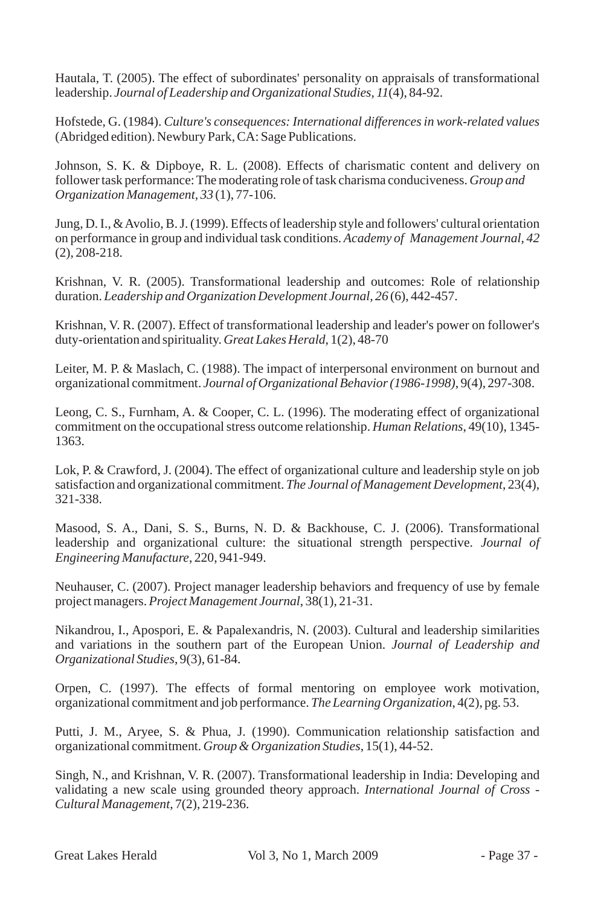Hautala, T. (2005). The effect of subordinates' personality on appraisals of transformational leadership. *Journal of Leadership and Organizational Studies*, *11*(4), 84-92.

Hofstede, G. (1984). *Culture's consequences: International differences in work-related values* (Abridged edition). Newbury Park, CA: Sage Publications.

Johnson, S. K. & Dipboye, R. L. (2008). Effects of charismatic content and delivery on follower task performance: The moderating role of task charisma conduciveness. *Group and Organization Management, 33* (1), 77-106.

Jung, D. I., & Avolio, B. J. (1999). Effects of leadership style and followers' cultural orientation on performance in group and individual task conditions. *Academy of Management Journal*, *42* (2), 208-218.

Krishnan, V. R. (2005). Transformational leadership and outcomes: Role of relationship duration. *Leadership and Organization Development Journal*, *26* (6), 442-457.

Krishnan, V. R. (2007). Effect of transformational leadership and leader's power on follower's duty-orientation and spirituality. *Great Lakes Herald*, 1(2), 48-70

Leiter, M. P. & Maslach, C. (1988). The impact of interpersonal environment on burnout and organizational commitment. *Journal of Organizational Behavior (1986-1998)*, 9(4), 297-308.

Leong, C. S., Furnham, A. & Cooper, C. L. (1996). The moderating effect of organizational commitment on the occupational stress outcome relationship. *Human Relations*, 49(10), 1345-1363.

Lok, P. & Crawford, J. (2004). The effect of organizational culture and leadership style on job satisfaction and organizational commitment. *The Journal of Management Development*, 23(4), 321-338.

Masood, S. A., Dani, S. S., Burns, N. D. & Backhouse, C. J. (2006). Transformational leadership and organizational culture: the situational strength perspective. *Journal of Engineering Manufacture*, 220, 941-949.

Neuhauser, C. (2007). Project manager leadership behaviors and frequency of use by female project managers. *Project Management Journal*, 38(1), 21-31.

Nikandrou, I., Apospori, E. & Papalexandris, N. (2003). Cultural and leadership similarities and variations in the southern part of the European Union. *Journal of Leadership and Organizational Studies*, 9(3), 61-84.

Orpen, C. (1997). The effects of formal mentoring on employee work motivation, organizational commitment and job performance. *The Learning Organization*, 4(2), pg. 53.

Putti, J. M., Aryee, S. & Phua, J. (1990). Communication relationship satisfaction and organizational commitment. *Group & Organization Studies*, 15(1), 44-52.

Singh, N., and Krishnan, V. R. (2007). Transformational leadership in India: Developing and validating a new scale using grounded theory approach. *International Journal of Cross - Cultural Management*, 7(2), 219-236.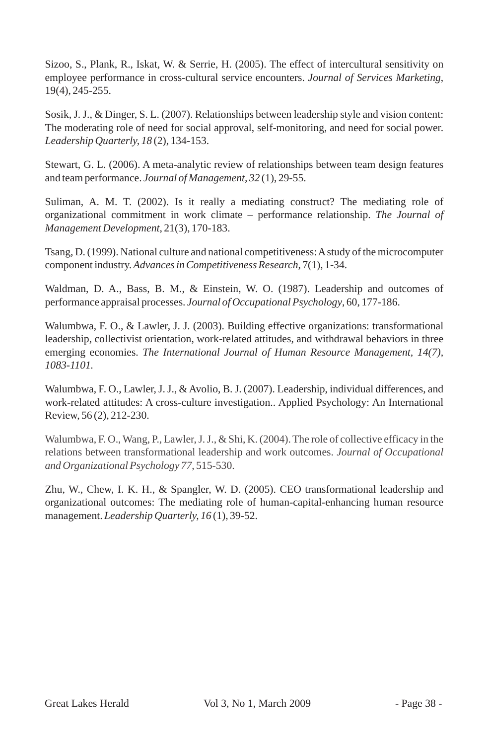Sizoo, S., Plank, R., Iskat, W. & Serrie, H. (2005). The effect of intercultural sensitivity on employee performance in cross-cultural service encounters. *Journal of Services Marketing*, 19(4), 245-255.

Sosik, J. J., & Dinger, S. L. (2007). Relationships between leadership style and vision content: The moderating role of need for social approval, self-monitoring, and need for social power. *Leadership Quarterly, 18* (2), 134-153.

Stewart, G. L. (2006). A meta-analytic review of relationships between team design features and team performance. *Journal of Management, 32* (1), 29-55.

Suliman, A. M. T. (2002). Is it really a mediating construct? The mediating role of organizational commitment in work climate – performance relationship. *The Journal of Management Development*, 21(3), 170-183.

Tsang, D. (1999). National culture and national competitiveness: A study of the microcomputer component industry. *Advances in Competitiveness Research*, 7(1), 1-34.

Waldman, D. A., Bass, B. M., & Einstein, W. O. (1987). Leadership and outcomes of performance appraisal processes. *Journal of Occupational Psychology*, 60, 177-186.

Walumbwa, F. O., & Lawler, J. J. (2003). Building effective organizations: transformational leadership, collectivist orientation, work-related attitudes, and withdrawal behaviors in three emerging economies. *The International Journal of Human Resource Management, 14(7), 1083-1101.*

Walumbwa, F. O., Lawler, J. J., & Avolio, B. J. (2007). Leadership, individual differences, and work-related attitudes: A cross-culture investigation.. Applied Psychology: An International Review, 56 (2), 212-230.

Walumbwa, F. O., Wang, P., Lawler, J. J., & Shi, K. (2004). The role of collective efficacy in the relations between transformational leadership and work outcomes. *Journal of Occupational and Organizational Psychology 77*, 515-530.

Zhu, W., Chew, I. K. H., & Spangler, W. D. (2005). CEO transformational leadership and organizational outcomes: The mediating role of human-capital-enhancing human resource management. *Leadership Quarterly, 16* (1), 39-52.